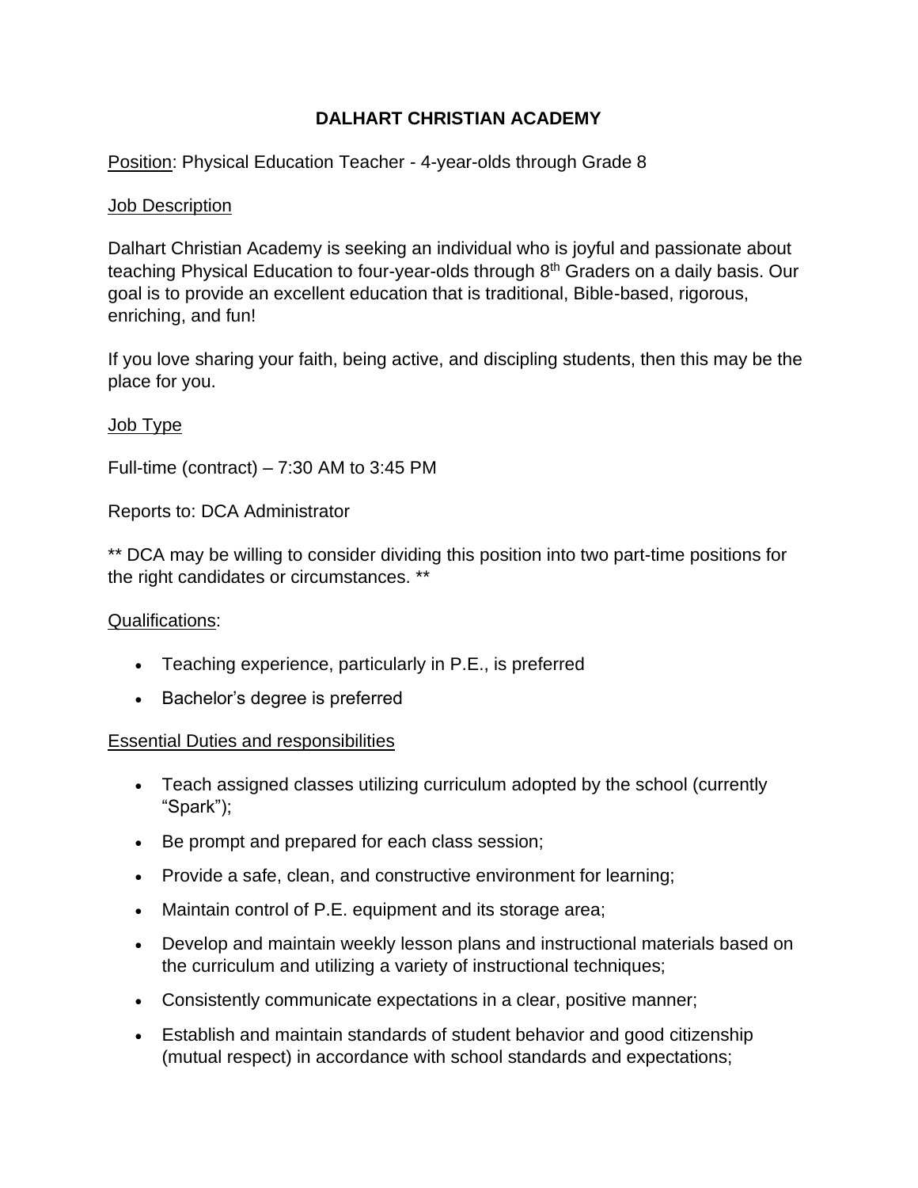# DALHART CHRISTIAN ACADEMY

<u>Position</u>: Physical Education Teacher - 4-year-olds through Grade 8

<u>Job Description</u>

Dalhart Christian Academy is seeking an individual who is joyful and passionate about teaching Physical Education to four-year-olds through 8th Graders on a daily basis. Our goal is to provide an excellent education that is traditional, Bible-based, rigorous, enriching, and fun!

If you love sharing your faith, being active, and discipling students, then this may be the place for you.

<u>Job Type</u>

Full-time (contract) – 7:30 AM to 3:45 PM

Reports to: DCA Administrator

** DCA may be willing to consider dividing this position into two part-time positions for the right candidates or circumstances. **

<u>Qualifications</u>:

- Teaching experience, particularly in P.E., is preferred
- Bachelor's degree is preferred

<u>Essential Duties and responsibilities</u>

- Teach assigned classes utilizing curriculum adopted by the school (currently "Spark");
- Be prompt and prepared for each class session;
- Provide a safe, clean, and constructive environment for learning;
- Maintain control of P.E. equipment and its storage area;
- Develop and maintain weekly lesson plans and instructional materials based on the curriculum and utilizing a variety of instructional techniques;
- Consistently communicate expectations in a clear, positive manner;
- Establish and maintain standards of student behavior and good citizenship (mutual respect) in accordance with school standards and expectations;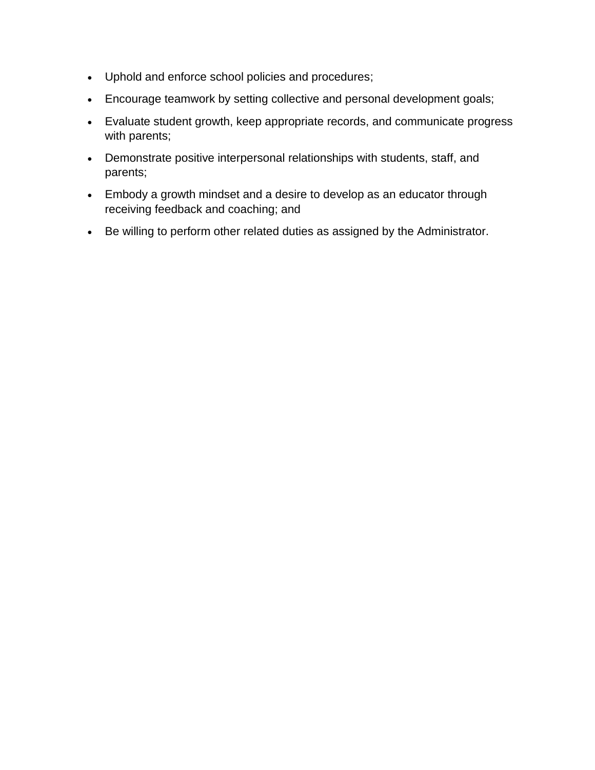- Uphold and enforce school policies and procedures;
- Encourage teamwork by setting collective and personal development goals;
- Evaluate student growth, keep appropriate records, and communicate progress with parents;
- Demonstrate positive interpersonal relationships with students, staff, and parents;
- Embody a growth mindset and a desire to develop as an educator through receiving feedback and coaching; and
- Be willing to perform other related duties as assigned by the Administrator.